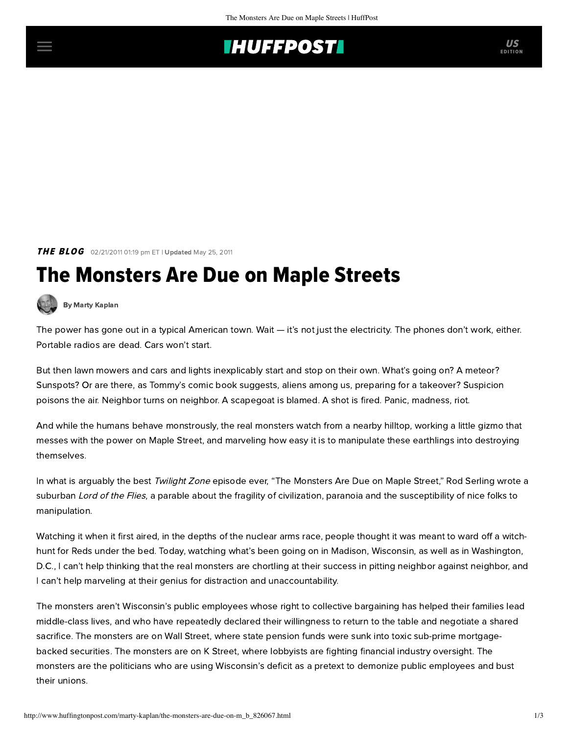THE BLOG 02/21/2011 01:19 pm ET | **Updated** May 25, 2011

# The Monsters Are Due on Maple Streets

**By Marty Kaplan**

The power has gone out in a typical American town. Wait — it's not just the electricity. The phones don't work, either. Portable radios are dead. Cars won't start.

But then lawn mowers and cars and lights inexplicably start and stop on their own. What's going on? A meteor? Sunspots? Or are there, as Tommy's comic book suggests, aliens among us, preparing for a takeover? Suspicion poisons the air. Neighbor turns on neighbor. A scapegoat is blamed. A shot is fired. Panic, madness, riot.

And while the humans behave monstrously, the real monsters watch from a nearby hilltop, working a little gizmo that messes with the power on Maple Street, and marveling how easy it is to manipulate these earthlings into destroying themselves.

In what is arguably the best *Twilight Zone* episode ever, "The Monsters Are Due on Maple Street," Rod Serling wrote a suburban *Lord of the Flies*, a parable about the fragility of civilization, paranoia and the susceptibility of nice folks to manipulation.

Watching it when it first aired, in the depths of the nuclear arms race, people thought it was meant to ward off a witch-hunt for Reds under the bed. Today, watching what's been going on in Madison, Wisconsin, as well as in Washington, D.C., I can't help thinking that the real monsters are chortling at their success in pitting neighbor against neighbor, and I can't help marveling at their genius for distraction and unaccountability.

The monsters aren't Wisconsin's public employees whose right to collective bargaining has helped their families lead middle-class lives, and who have repeatedly declared their willingness to return to the table and negotiate a shared sacrifice. The monsters are on Wall Street, where state pension funds were sunk into toxic sub-prime mortgage-backed securities. The monsters are on K Street, where lobbyists are fighting financial industry oversight. The monsters are the politicians who are using Wisconsin's deficit as a pretext to demonize public employees and bust their unions.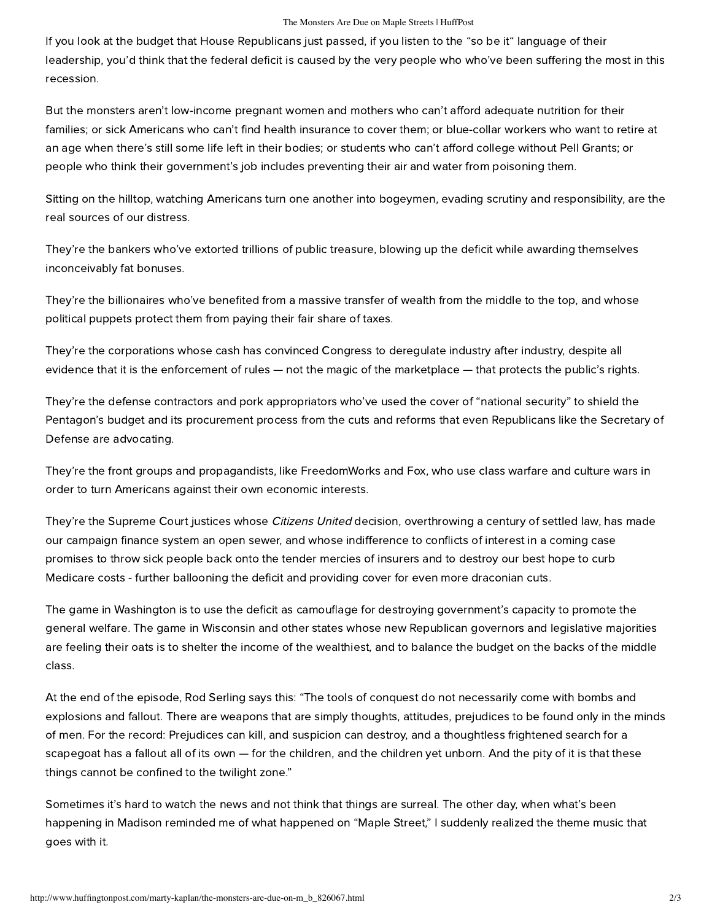If you look at the budget that House Republicans just passed, if you listen to the "so be it" language of their leadership, you'd think that the federal deficit is caused by the very people who who've been suffering the most in this recession.

But the monsters aren't low-income pregnant women and mothers who can't afford adequate nutrition for their families; or sick Americans who can't find health insurance to cover them; or blue-collar workers who want to retire at an age when there's still some life left in their bodies; or students who can't afford college without Pell Grants; or people who think their government's job includes preventing their air and water from poisoning them.

Sitting on the hilltop, watching Americans turn one another into bogeymen, evading scrutiny and responsibility, are the real sources of our distress.

They're the bankers who've extorted trillions of public treasure, blowing up the deficit while awarding themselves inconceivably fat bonuses.

They're the billionaires who've benefited from a massive transfer of wealth from the middle to the top, and whose political puppets protect them from paying their fair share of taxes.

They're the corporations whose cash has convinced Congress to deregulate industry after industry, despite all evidence that it is the enforcement of rules — not the magic of the marketplace — that protects the public's rights.

They're the defense contractors and pork appropriators who've used the cover of "national security" to shield the Pentagon's budget and its procurement process from the cuts and reforms that even Republicans like the Secretary of Defense are advocating.

They're the front groups and propagandists, like FreedomWorks and Fox, who use class warfare and culture wars in order to turn Americans against their own economic interests.

They're the Supreme Court justices whose *Citizens United* decision, overthrowing a century of settled law, has made our campaign finance system an open sewer, and whose indifference to conflicts of interest in a coming case promises to throw sick people back onto the tender mercies of insurers and to destroy our best hope to curb Medicare costs - further ballooning the deficit and providing cover for even more draconian cuts.

The game in Washington is to use the deficit as camouflage for destroying government's capacity to promote the general welfare. The game in Wisconsin and other states whose new Republican governors and legislative majorities are feeling their oats is to shelter the income of the wealthiest, and to balance the budget on the backs of the middle class.

At the end of the episode, Rod Serling says this: "The tools of conquest do not necessarily come with bombs and explosions and fallout. There are weapons that are simply thoughts, attitudes, prejudices to be found only in the minds of men. For the record: Prejudices can kill, and suspicion can destroy, and a thoughtless frightened search for a scapegoat has a fallout all of its own — for the children, and the children yet unborn. And the pity of it is that these things cannot be confined to the twilight zone."

Sometimes it's hard to watch the news and not think that things are surreal. The other day, when what's been happening in Madison reminded me of what happened on "Maple Street," I suddenly realized the theme music that goes with it.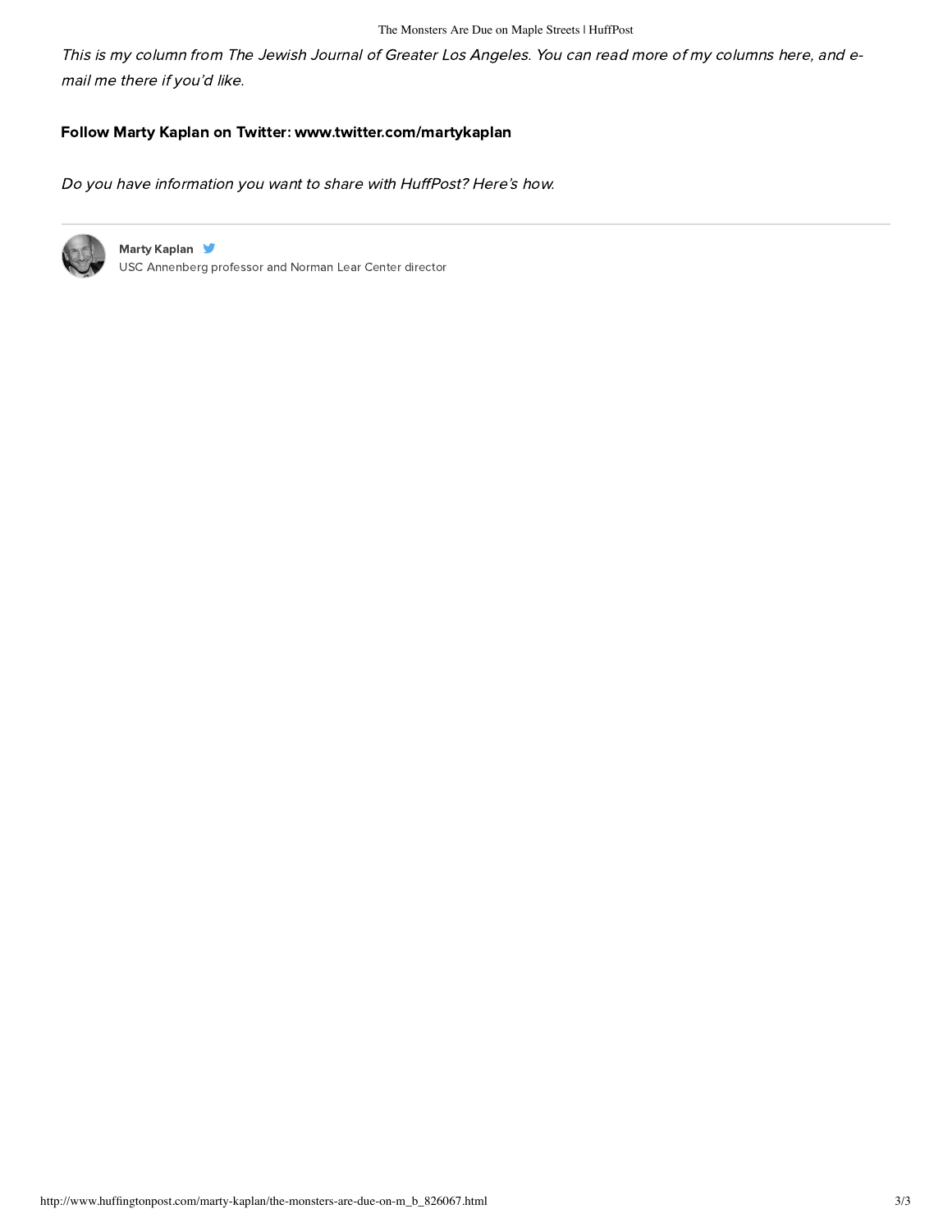*This is my column from The Jewish Journal of Greater Los Angeles. You can read more of my columns here, and e-mail me there if you'd like.*

**Follow Marty Kaplan on Twitter: www.twitter.com/martykaplan**

*Do you have information you want to share with HuffPost? Here's how.*

---

**Marty Kaplan**
USC Annenberg professor and Norman Lear Center director